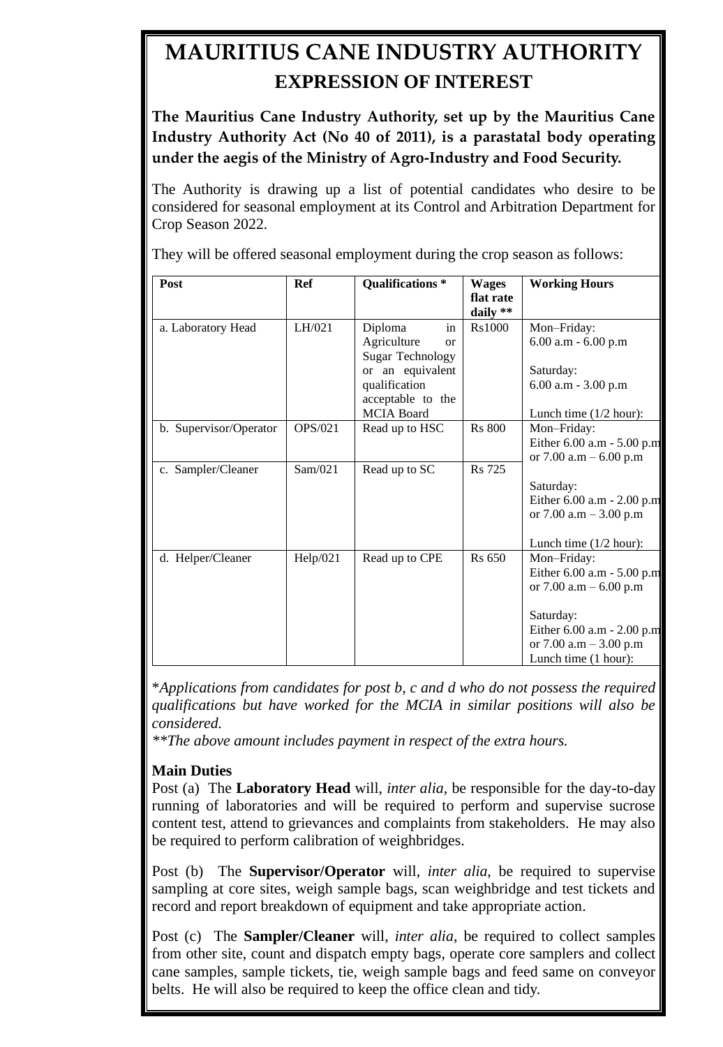# MAURITIUS CANE INDUSTRY AUTHORITY

## EXPRESSION OF INTEREST

**The Mauritius Cane Industry Authority, set up by the Mauritius Cane Industry Authority Act (No 40 of 2011), is a parastatal body operating under the aegis of the Ministry of Agro-Industry and Food Security.**

The Authority is drawing up a list of potential candidates who desire to be considered for seasonal employment at its Control and Arbitration Department for Crop Season 2022.

They will be offered seasonal employment during the crop season as follows:

| Post | Ref | Qualifications * | Wages flat rate daily ** | Working Hours |
|---|---|---|---|---|
| a. Laboratory Head | LH/021 | Diploma in Agriculture or Sugar Technology or an equivalent qualification acceptable to the MCIA Board | Rs1000 | Mon–Friday: 6.00 a.m - 6.00 p.m<br><br>Saturday: 6.00 a.m - 3.00 p.m<br><br>Lunch time (1/2 hour): |
| b. Supervisor/Operator | OPS/021 | Read up to HSC | Rs 800 | Mon–Friday: Either 6.00 a.m - 5.00 p.m or 7.00 a.m – 6.00 p.m<br><br>Saturday: Either 6.00 a.m - 2.00 p.m or 7.00 a.m – 3.00 p.m<br><br>Lunch time (1/2 hour): |
| c. Sampler/Cleaner | Sam/021 | Read up to SC | Rs 725 | |
| d. Helper/Cleaner | Help/021 | Read up to CPE | Rs 650 | Mon–Friday: Either 6.00 a.m - 5.00 p.m or 7.00 a.m – 6.00 p.m<br><br>Saturday: Either 6.00 a.m - 2.00 p.m or 7.00 a.m – 3.00 p.m<br>Lunch time (1 hour): |

\**Applications from candidates for post b, c and d who do not possess the required qualifications but have worked for the MCIA in similar positions will also be considered.*

*\*\*The above amount includes payment in respect of the extra hours.*

**Main Duties**

Post (a) The **Laboratory Head** will, *inter alia*, be responsible for the day-to-day running of laboratories and will be required to perform and supervise sucrose content test, attend to grievances and complaints from stakeholders. He may also be required to perform calibration of weighbridges.

Post (b) The **Supervisor/Operator** will, *inter alia*, be required to supervise sampling at core sites, weigh sample bags, scan weighbridge and test tickets and record and report breakdown of equipment and take appropriate action.

Post (c) The **Sampler/Cleaner** will, *inter alia*, be required to collect samples from other site, count and dispatch empty bags, operate core samplers and collect cane samples, sample tickets, tie, weigh sample bags and feed same on conveyor belts. He will also be required to keep the office clean and tidy.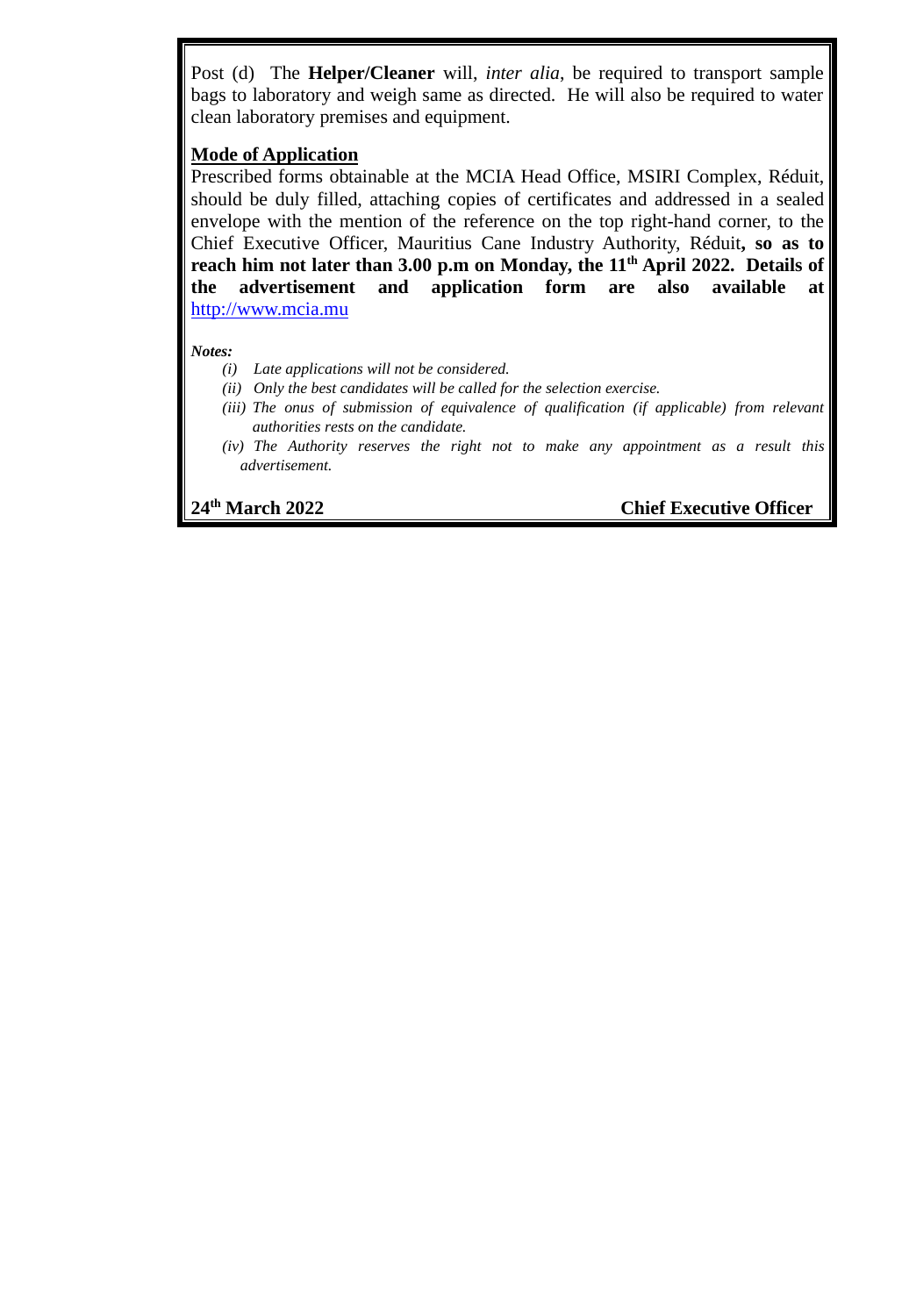Post (d) The **Helper/Cleaner** will, *inter alia*, be required to transport sample bags to laboratory and weigh same as directed. He will also be required to water clean laboratory premises and equipment.

**Mode of Application**

Prescribed forms obtainable at the MCIA Head Office, MSIRI Complex, Réduit, should be duly filled, attaching copies of certificates and addressed in a sealed envelope with the mention of the reference on the top right-hand corner, to the Chief Executive Officer, Mauritius Cane Industry Authority, Réduit**, so as to reach him not later than 3.00 p.m on Monday, the 11th April 2022. Details of the advertisement and application form are also available at** http://www.mcia.mu

***Notes:***

- *(i) Late applications will not be considered.*
- *(ii) Only the best candidates will be called for the selection exercise.*
- *(iii) The onus of submission of equivalence of qualification (if applicable) from relevant authorities rests on the candidate.*
- *(iv) The Authority reserves the right not to make any appointment as a result this advertisement.*

**24th March 2022** **Chief Executive Officer**